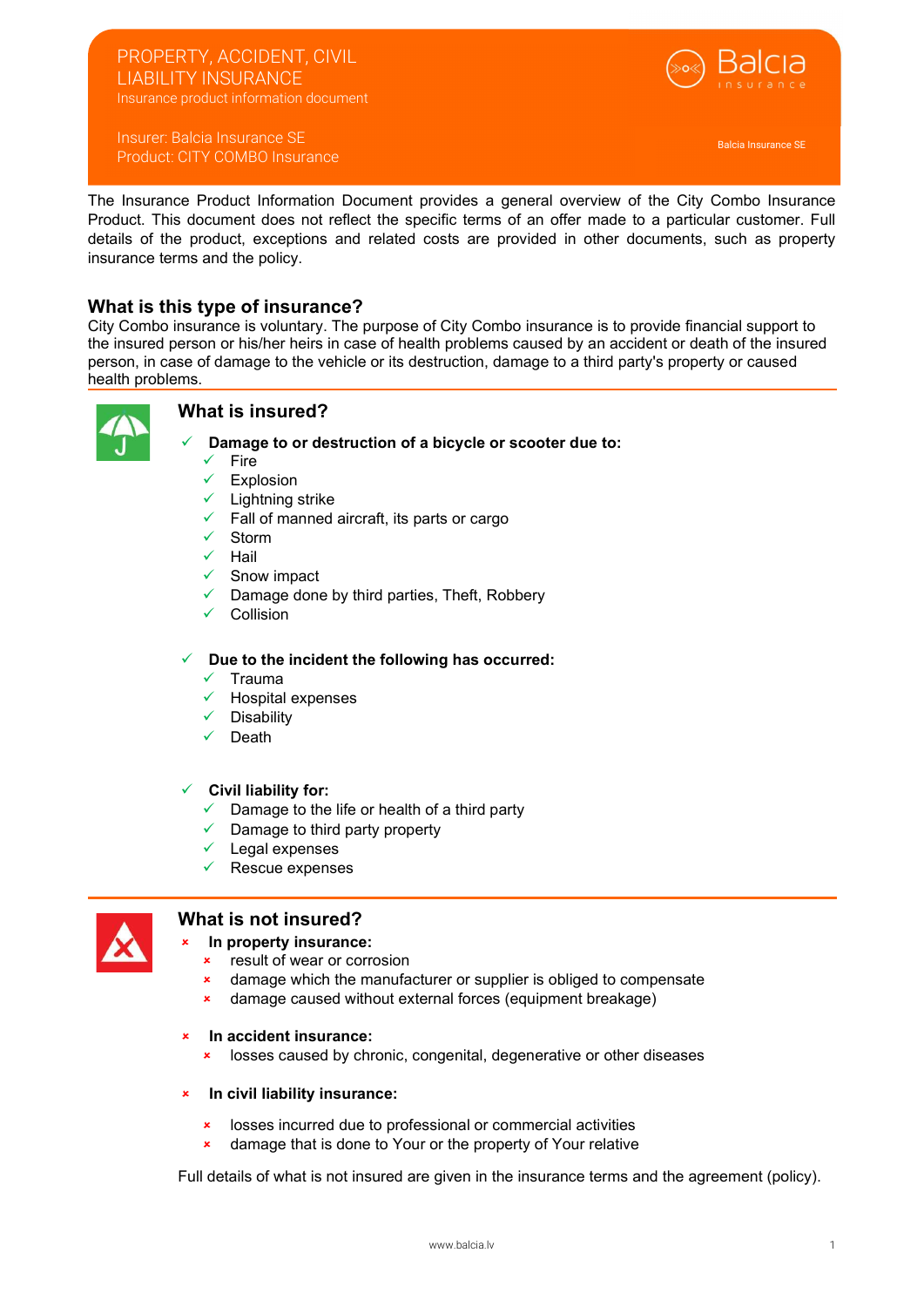# PROPERTY, ACCIDENT, CIVIL LIABILITY INSURANCE

Insurance product information document

Insurer: Balcia Insurance SE
Product: CITY COMBO Insurance

Balcia Insurance SE

The Insurance Product Information Document provides a general overview of the City Combo Insurance Product. This document does not reflect the specific terms of an offer made to a particular customer. Full details of the product, exceptions and related costs are provided in other documents, such as property insurance terms and the policy.

## What is this type of insurance?

City Combo insurance is voluntary. The purpose of City Combo insurance is to provide financial support to the insured person or his/her heirs in case of health problems caused by an accident or death of the insured person, in case of damage to the vehicle or its destruction, damage to a third party's property or caused health problems.

## What is insured?

- ✓ **Damage to or destruction of a bicycle or scooter due to:**
  - ✓ Fire
  - ✓ Explosion
  - ✓ Lightning strike
  - ✓ Fall of manned aircraft, its parts or cargo
  - ✓ Storm
  - ✓ Hail
  - ✓ Snow impact
  - ✓ Damage done by third parties, Theft, Robbery
  - ✓ Collision

- ✓ **Due to the incident the following has occurred:**
  - ✓ Trauma
  - ✓ Hospital expenses
  - ✓ Disability
  - ✓ Death

- ✓ **Civil liability for:**
  - ✓ Damage to the life or health of a third party
  - ✓ Damage to third party property
  - ✓ Legal expenses
  - ✓ Rescue expenses

## What is not insured?

- × **In property insurance:**
  - × result of wear or corrosion
  - × damage which the manufacturer or supplier is obliged to compensate
  - × damage caused without external forces (equipment breakage)

- × **In accident insurance:**
  - × losses caused by chronic, congenital, degenerative or other diseases

- × **In civil liability insurance:**
  - × losses incurred due to professional or commercial activities
  - × damage that is done to Your or the property of Your relative

Full details of what is not insured are given in the insurance terms and the agreement (policy).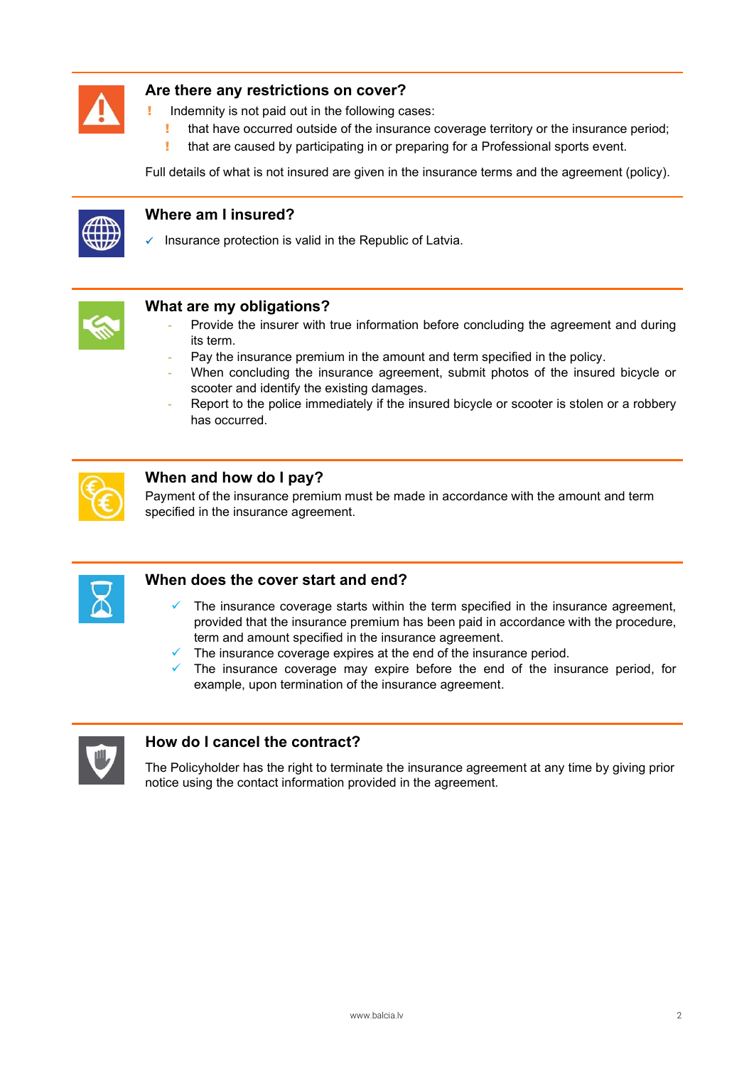## Are there any restrictions on cover?

- ! Indemnity is not paid out in the following cases:
  - ! that have occurred outside of the insurance coverage territory or the insurance period;
  - ! that are caused by participating in or preparing for a Professional sports event.

Full details of what is not insured are given in the insurance terms and the agreement (policy).

## Where am I insured?

- ✓ Insurance protection is valid in the Republic of Latvia.

## What are my obligations?

- Provide the insurer with true information before concluding the agreement and during its term.
- Pay the insurance premium in the amount and term specified in the policy.
- When concluding the insurance agreement, submit photos of the insured bicycle or scooter and identify the existing damages.
- Report to the police immediately if the insured bicycle or scooter is stolen or a robbery has occurred.

## When and how do I pay?

Payment of the insurance premium must be made in accordance with the amount and term specified in the insurance agreement.

## When does the cover start and end?

- ✓ The insurance coverage starts within the term specified in the insurance agreement, provided that the insurance premium has been paid in accordance with the procedure, term and amount specified in the insurance agreement.
- ✓ The insurance coverage expires at the end of the insurance period.
- ✓ The insurance coverage may expire before the end of the insurance period, for example, upon termination of the insurance agreement.

## How do I cancel the contract?

The Policyholder has the right to terminate the insurance agreement at any time by giving prior notice using the contact information provided in the agreement.